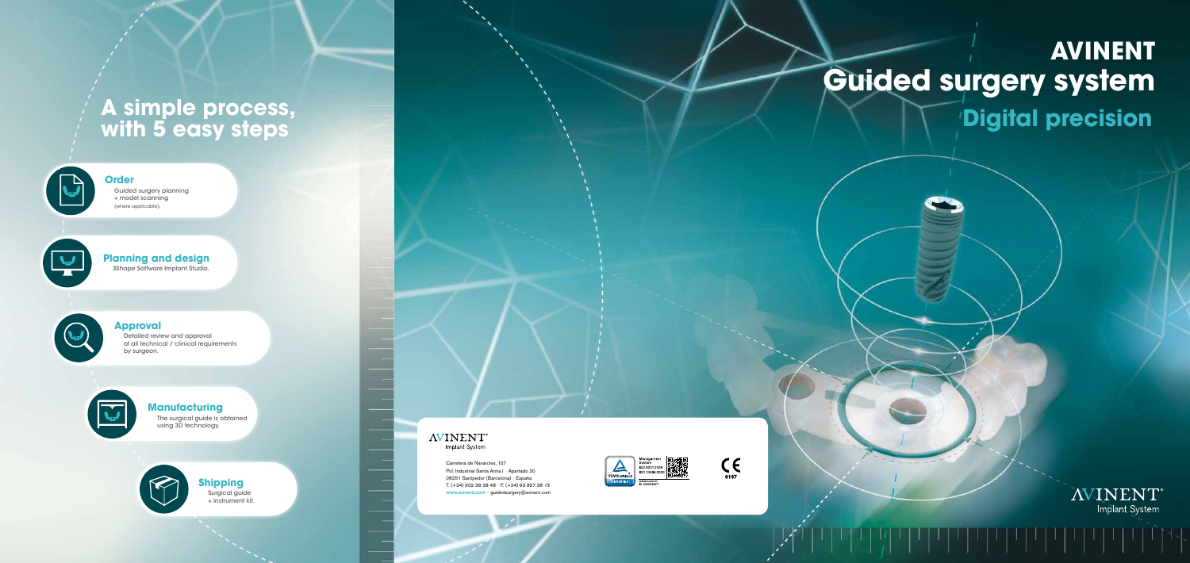# A simple process, with 5 easy steps

**Order**
Guided surgery planning + model scanning (where applicable).

**Planning and design**
3Shape Software Implant Studio.

**Approval**
Detailed review and approval of all technical / clinical requirements by surgeon.

**Manufacturing**
The surgical guide is obtained using 3D technology.

**Shipping**
Surgical guide + instrument kit.

AVINENT® Implant System

Carretera de Navarcles, 107
Pol. Industrial Santa Anna I · Apartado 20
08251 Santpedor (Barcelona) · España
T. (+34) 902 38 38 48 · F. (+34) 93 827 38 75
www.avinent.com · guidedsurgery@avinent.com

Management System
ISO 9001:2008
ISO 13485:2003

CE 0197

# AVINENT
# Guided surgery system
## Digital precision

AVINENT® Implant System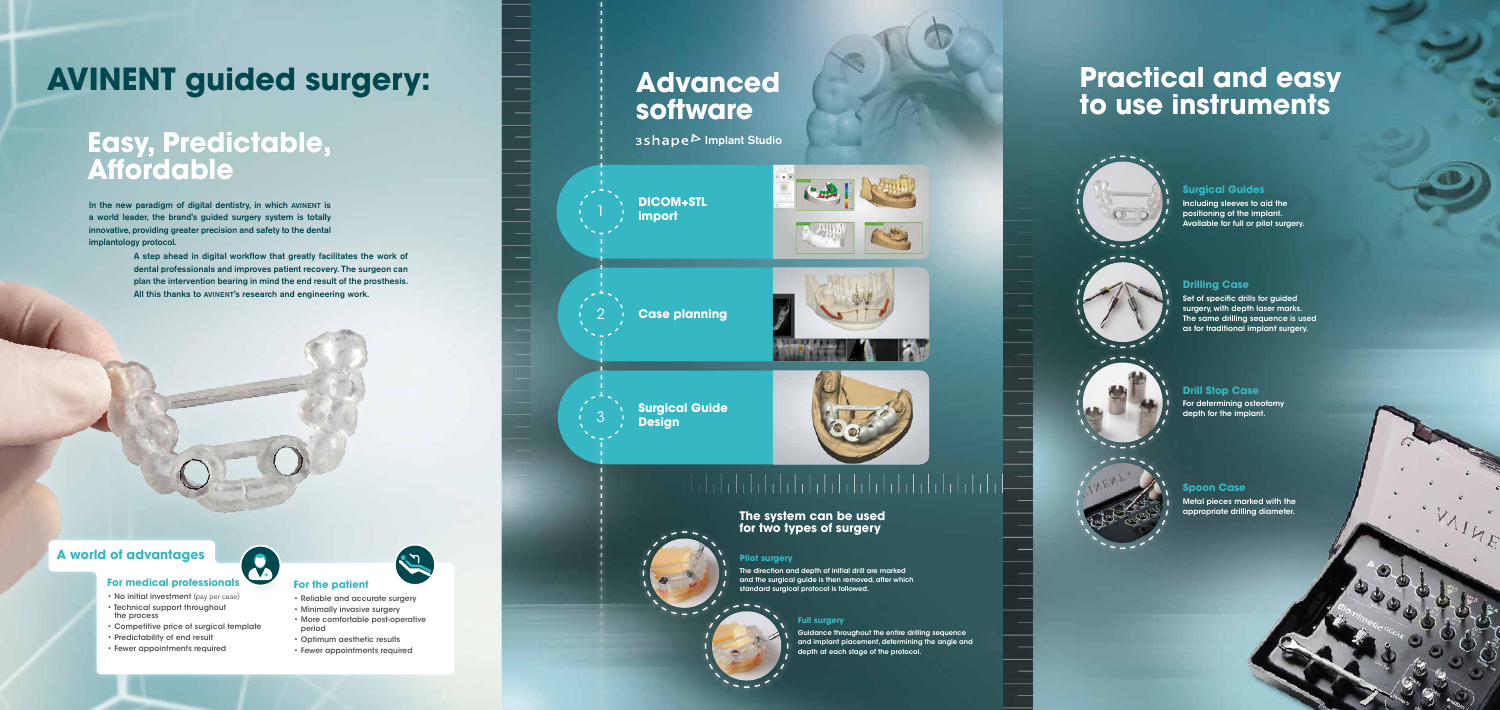# AVINENT guided surgery:

## Easy, Predictable, Affordable

In the new paradigm of digital dentistry, in which AVINENT is a world leader, the brand's guided surgery system is totally innovative, providing greater precision and safety to the dental implantology protocol.

A step ahead in digital workflow that greatly facilitates the work of dental professionals and improves patient recovery. The surgeon can plan the intervention bearing in mind the end result of the prosthesis. All this thanks to AVINENT's research and engineering work.

### A world of advantages

#### For medical professionals

- No initial investment (pay per case)
- Technical support throughout the process
- Competitive price of surgical template
- Predictability of end result
- Fewer appointments required

#### For the patient

- Reliable and accurate surgery
- Minimally invasive surgery
- More comfortable post-operative period
- Optimum aesthetic results
- Fewer appointments required

# Advanced software

3shape Implant Studio

1. **DICOM+STL import**
2. **Case planning**
3. **Surgical Guide Design**

### The system can be used for two types of surgery

**Pilot surgery**

The direction and depth of initial drill are marked and the surgical guide is then removed, after which standard surgical protocol is followed.

**Full surgery**

Guidance throughout the entire drilling sequence and implant placement, determining the angle and depth at each stage of the protocol.

# Practical and easy to use instruments

**Surgical Guides**

Including sleeves to aid the positioning of the implant. Available for full or pilot surgery.

**Drilling Case**

Set of specific drills for guided surgery, with depth laser marks. The same drilling sequence is used as for traditional implant surgery.

**Drill Stop Case**

For determining osteotomy depth for the implant.

**Spoon Case**

Metal pieces marked with the appropriate drilling diameter.